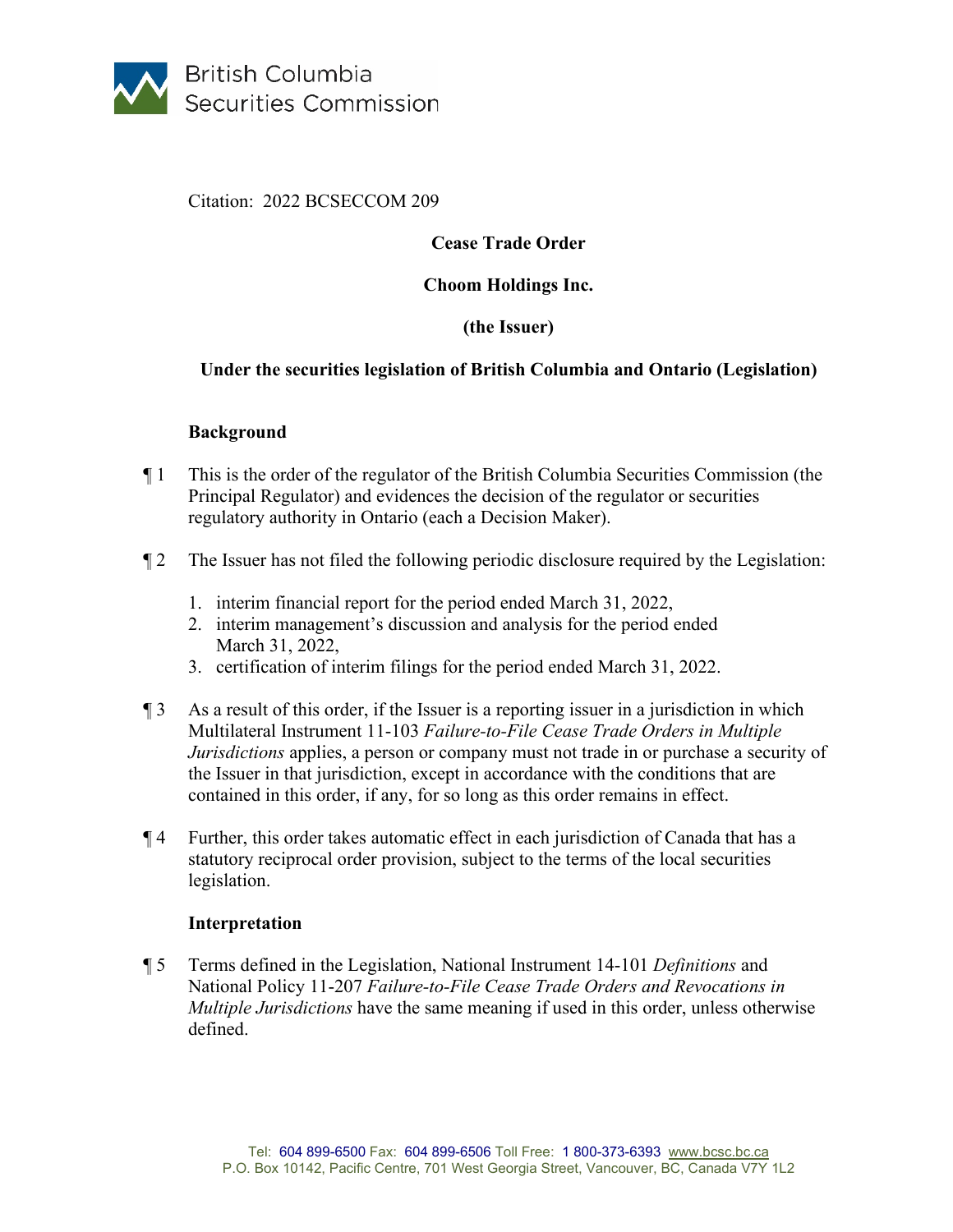British Columbia Securities Commission

Citation: 2022 BCSECCOM 209

**Cease Trade Order**

**Choom Holdings Inc.**

**(the Issuer)**

**Under the securities legislation of British Columbia and Ontario (Legislation)**

## Background

¶ 1 This is the order of the regulator of the British Columbia Securities Commission (the Principal Regulator) and evidences the decision of the regulator or securities regulatory authority in Ontario (each a Decision Maker).

¶ 2 The Issuer has not filed the following periodic disclosure required by the Legislation:

1. interim financial report for the period ended March 31, 2022,
2. interim management's discussion and analysis for the period ended March 31, 2022,
3. certification of interim filings for the period ended March 31, 2022.

¶ 3 As a result of this order, if the Issuer is a reporting issuer in a jurisdiction in which Multilateral Instrument 11-103 *Failure-to-File Cease Trade Orders in Multiple Jurisdictions* applies, a person or company must not trade in or purchase a security of the Issuer in that jurisdiction, except in accordance with the conditions that are contained in this order, if any, for so long as this order remains in effect.

¶ 4 Further, this order takes automatic effect in each jurisdiction of Canada that has a statutory reciprocal order provision, subject to the terms of the local securities legislation.

## Interpretation

¶ 5 Terms defined in the Legislation, National Instrument 14-101 *Definitions* and National Policy 11-207 *Failure-to-File Cease Trade Orders and Revocations in Multiple Jurisdictions* have the same meaning if used in this order, unless otherwise defined.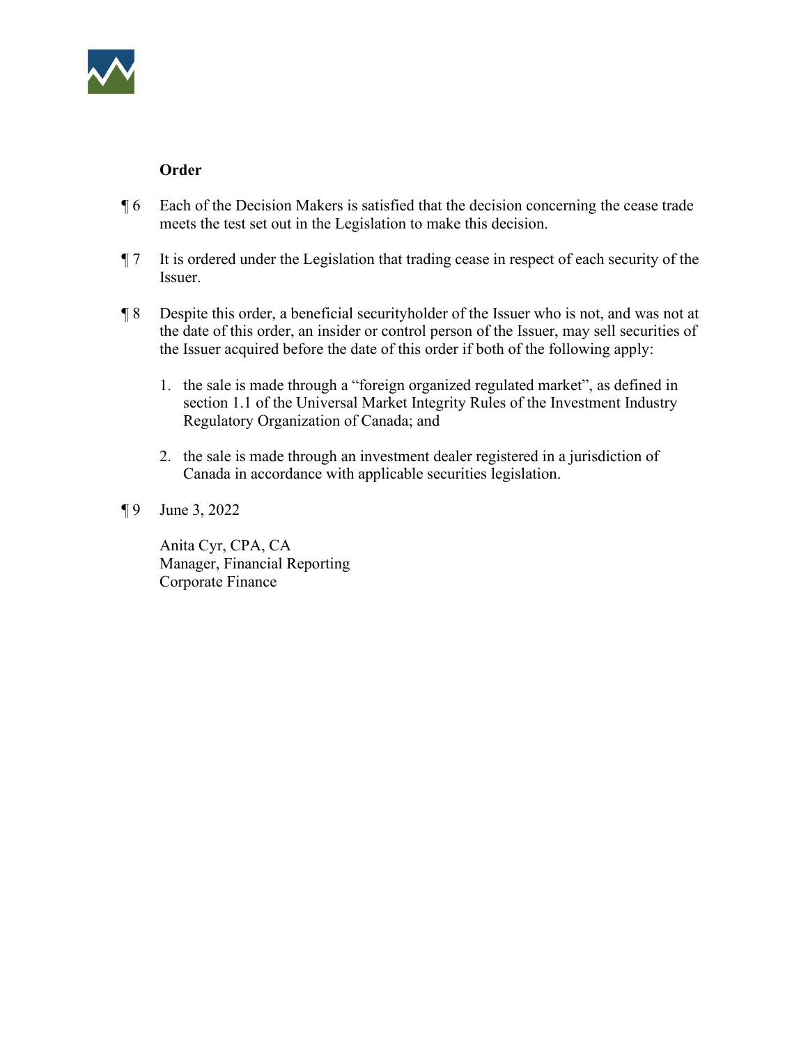**Order**

¶ 6 Each of the Decision Makers is satisfied that the decision concerning the cease trade meets the test set out in the Legislation to make this decision.

¶ 7 It is ordered under the Legislation that trading cease in respect of each security of the Issuer.

¶ 8 Despite this order, a beneficial securityholder of the Issuer who is not, and was not at the date of this order, an insider or control person of the Issuer, may sell securities of the Issuer acquired before the date of this order if both of the following apply:

1. the sale is made through a "foreign organized regulated market", as defined in section 1.1 of the Universal Market Integrity Rules of the Investment Industry Regulatory Organization of Canada; and

2. the sale is made through an investment dealer registered in a jurisdiction of Canada in accordance with applicable securities legislation.

¶ 9 June 3, 2022

Anita Cyr, CPA, CA
Manager, Financial Reporting
Corporate Finance